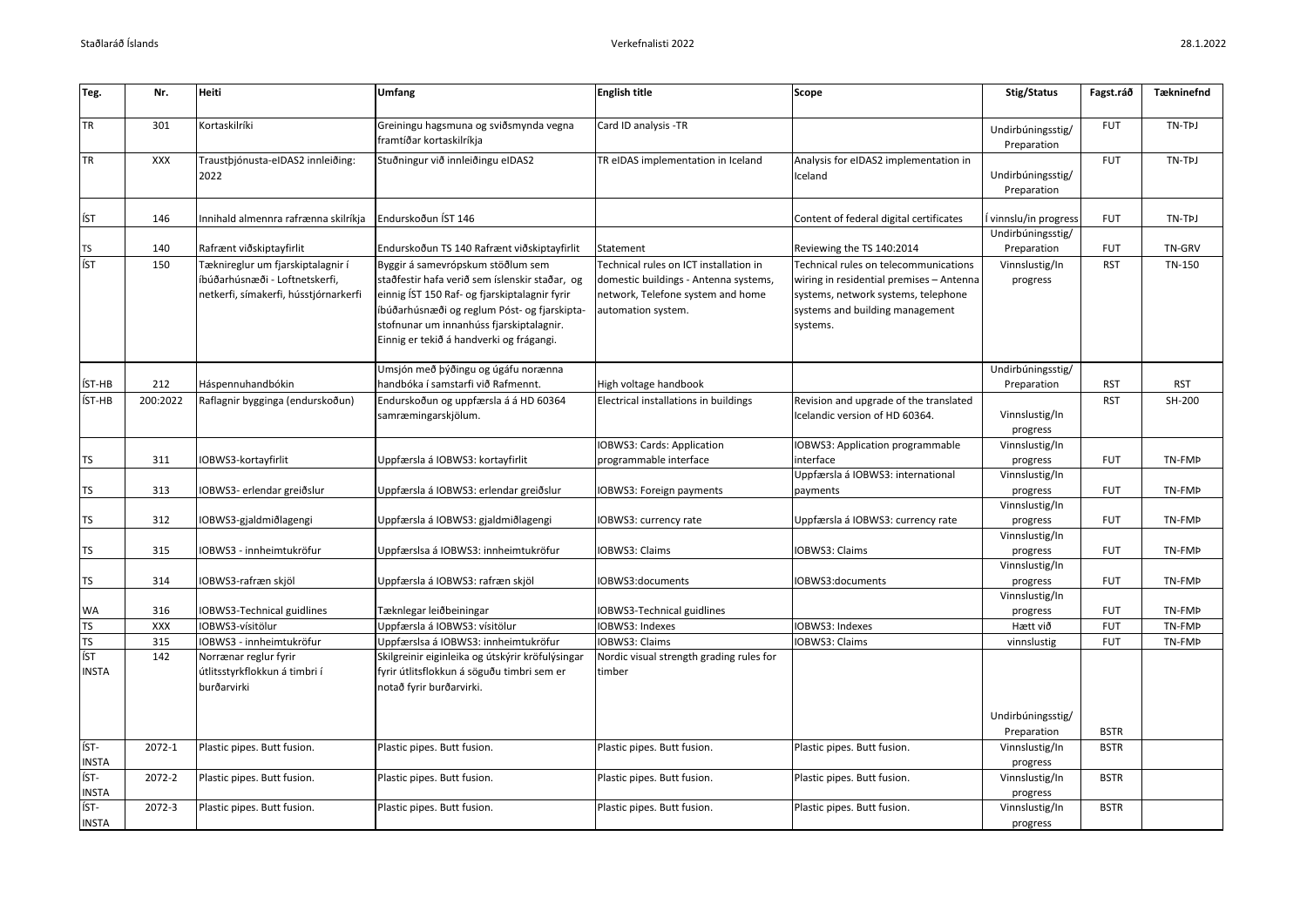| Teg. | Nr. | Heiti | Umfang | English title | Scope | Stig/Status | Fagst.ráð | Tækninefnd |
|---|---|---|---|---|---|---|---|---|
| TR | 301 | Kortaskilríki | Greiningu hagsmuna og sviðsmynda vegna framtíðar kortaskilríkja | Card ID analysis -TR | | Undirbúningsstig/ Preparation | FUT | TN-TÞJ |
| TR | XXX | Traustþjónusta-eIDAS2 innleiðing: 2022 | Stuðningur við innleiðingu eIDAS2 | TR eIDAS implementation in Iceland | Analysis for eIDAS2 implementation in Iceland | Undirbúningsstig/ Preparation | FUT | TN-TÞJ |
| ÍST | 146 | Innihald almennra rafrænna skilríkja | Endurskoðun ÍST 146 | | Content of federal digital certificates | Í vinnslu/in progress | FUT | TN-TÞJ |
| TS | 140 | Rafrænt viðskiptayfirlit | Endurskoðun TS 140 Rafrænt viðskiptayfirlit | Statement | Reviewing the TS 140:2014 | Undirbúningsstig/ Preparation | FUT | TN-GRV |
| ÍST | 150 | Tæknireglur um fjarskiptalagnir í íbúðarhúsnæði - Loftnetskerfi, netkerfi, símakerfi, hússtjórnarkerfi | Byggir á samevrópskum stöðlum sem staðfestir hafa verið sem íslenskir staðar, og einnig ÍST 150 Raf- og fjarskiptalagnir fyrir íbúðarhúsnæði og reglum Póst- og fjarskipta-stofnunar um innanhúss fjarskiptalagnir. Einnig er tekið á handverki og frágangi. | Technical rules on ICT installation in domestic buildings - Antenna systems, network, Telefone system and home automation system. | Technical rules on telecommunications wiring in residential premises – Antenna systems, network systems, telephone systems and building management systems. | Vinnslustig/In progress | RST | TN-150 |
| ÍST-HB | 212 | Háspennuhandbókin | Umsjón með þýðingu og útgáfu norænna handbóka í samstarfi við Rafmennt. | High voltage handbook | | Undirbúningsstig/ Preparation | RST | RST |
| ÍST-HB | 200:2022 | Raflagnir bygginga (endurskoðun) | Endurskoðun og uppfærsla á á HD 60364 samræmingarskjölum. | Electrical installations in buildings | Revision and upgrade of the translated Icelandic version of HD 60364. | Vinnslustig/In progress | RST | SH-200 |
| TS | 311 | IOBWS3-kortayfirlit | Uppfærsla á IOBWS3: kortayfirlit | IOBWS3: Cards: Application programmable interface | IOBWS3: Application programmable interface | Vinnslustig/In progress | FUT | TN-FMÞ |
| TS | 313 | IOBWS3- erlendar greiðslur | Uppfærsla á IOBWS3: erlendar greiðslur | IOBWS3: Foreign payments | Uppfærsla á IOBWS3: international payments | Vinnslustig/In progress | FUT | TN-FMÞ |
| TS | 312 | IOBWS3-gjaldmiðlagengi | Uppfærsla á IOBWS3: gjaldmiðlagengi | IOBWS3: currency rate | Uppfærsla á IOBWS3: currency rate | Vinnslustig/In progress | FUT | TN-FMÞ |
| TS | 315 | IOBWS3 - innheimtukröfur | Uppfærslsa á IOBWS3: innheimtukröfur | IOBWS3: Claims | IOBWS3: Claims | Vinnslustig/In progress | FUT | TN-FMÞ |
| TS | 314 | IOBWS3-rafræn skjöl | Uppfærsla á IOBWS3: rafræn skjöl | IOBWS3:documents | IOBWS3:documents | Vinnslustig/In progress | FUT | TN-FMÞ |
| WA | 316 | IOBWS3-Technical guidlines | Tæknlegar leiðbeiningar | IOBWS3-Technical guidlines | | Vinnslustig/In progress | FUT | TN-FMÞ |
| TS | XXX | IOBWS3-vísitölur | Uppfærsla á IOBWS3: vísitölur | IOBWS3: Indexes | IOBWS3: Indexes | Hætt við | FUT | TN-FMÞ |
| TS | 315 | IOBWS3 - innheimtukröfur | Uppfærslsa á IOBWS3: innheimtukröfur | IOBWS3: Claims | IOBWS3: Claims | vinnslustig | FUT | TN-FMÞ |
| ÍST INSTA | 142 | Norrænar reglur fyrir útlitsstyrkflokkun á timbri í burðarvirki | Skilgreinir eiginleika og útskýrir kröfulýsingar fyrir útlitsflokkun á söguðu timbri sem er notað fyrir burðarvirki. | Nordic visual strength grading rules for timber | | Undirbúningsstig/ Preparation | BSTR | |
| ÍST-INSTA | 2072-1 | Plastic pipes. Butt fusion. | Plastic pipes. Butt fusion. | Plastic pipes. Butt fusion. | Plastic pipes. Butt fusion. | Vinnslustig/In progress | BSTR | |
| ÍST-INSTA | 2072-2 | Plastic pipes. Butt fusion. | Plastic pipes. Butt fusion. | Plastic pipes. Butt fusion. | Plastic pipes. Butt fusion. | Vinnslustig/In progress | BSTR | |
| ÍST-INSTA | 2072-3 | Plastic pipes. Butt fusion. | Plastic pipes. Butt fusion. | Plastic pipes. Butt fusion. | Plastic pipes. Butt fusion. | Vinnslustig/In progress | BSTR | |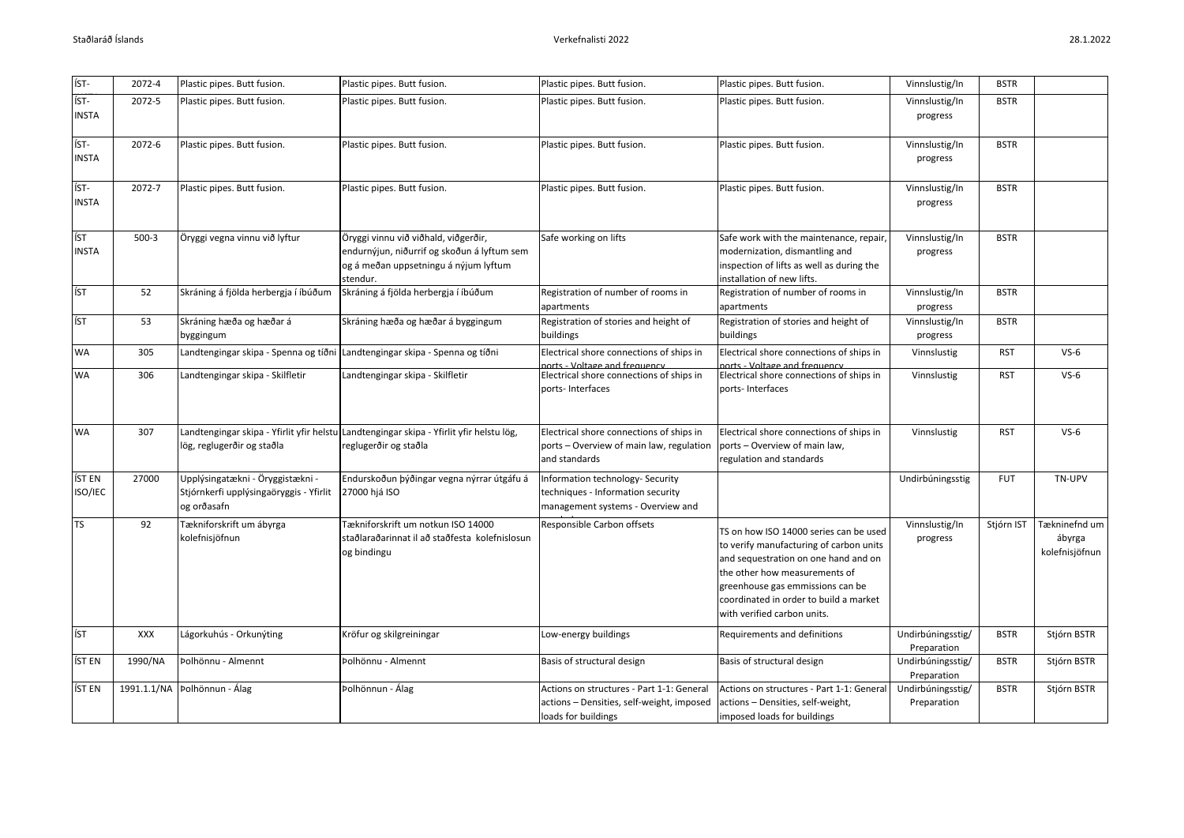| ÍST- | 2072-4 | Plastic pipes. Butt fusion. | Plastic pipes. Butt fusion. | Plastic pipes. Butt fusion. | Plastic pipes. Butt fusion. | Vinnslustig/In | BSTR | |
|---|---|---|---|---|---|---|---|---|
| ÍST-INSTA | 2072-5 | Plastic pipes. Butt fusion. | Plastic pipes. Butt fusion. | Plastic pipes. Butt fusion. | Plastic pipes. Butt fusion. | Vinnslustig/In progress | BSTR | |
| ÍST-INSTA | 2072-6 | Plastic pipes. Butt fusion. | Plastic pipes. Butt fusion. | Plastic pipes. Butt fusion. | Plastic pipes. Butt fusion. | Vinnslustig/In progress | BSTR | |
| ÍST-INSTA | 2072-7 | Plastic pipes. Butt fusion. | Plastic pipes. Butt fusion. | Plastic pipes. Butt fusion. | Plastic pipes. Butt fusion. | Vinnslustig/In progress | BSTR | |
| ÍST INSTA | 500-3 | Öryggi vegna vinnu við lyftur | Öryggi vinnu við viðhald, viðgerðir, endurnýjun, niðurrif og skoðun á lyftum sem og á meðan uppsetningu á nýjum lyftum stendur. | Safe working on lifts | Safe work with the maintenance, repair, modernization, dismantling and inspection of lifts as well as during the installation of new lifts. | Vinnslustig/In progress | BSTR | |
| ÍST | 52 | Skráning á fjölda herbergja í íbúðum | Skráning á fjölda herbergja í íbúðum | Registration of number of rooms in apartments | Registration of number of rooms in apartments | Vinnslustig/In progress | BSTR | |
| ÍST | 53 | Skráning hæða og hæðar á byggingum | Skráning hæða og hæðar á byggingum | Registration of stories and height of buildings | Registration of stories and height of buildings | Vinnslustig/In progress | BSTR | |
| WA | 305 | Landtengingar skipa - Spenna og tíðni | Landtengingar skipa - Spenna og tíðni | Electrical shore connections of ships in ports - Voltage and frequency | Electrical shore connections of ships in ports - Voltage and frequency | Vinnslustig | RST | VS-6 |
| WA | 306 | Landtengingar skipa - Skilfletir | Landtengingar skipa - Skilfletir | Electrical shore connections of ships in ports- Interfaces | Electrical shore connections of ships in ports- Interfaces | Vinnslustig | RST | VS-6 |
| WA | 307 | Landtengingar skipa - Yfirlit yfir helstu lög, reglugerðir og staðla | Landtengingar skipa - Yfirlit yfir helstu lög, reglugerðir og staðla | Electrical shore connections of ships in ports – Overview of main law, regulation and standards | Electrical shore connections of ships in ports – Overview of main law, regulation and standards | Vinnslustig | RST | VS-6 |
| ÍST EN ISO/IEC | 27000 | Upplýsingatækni - Öryggistækni - Stjórnkerfi upplýsingaöryggis - Yfirlit og orðasafn | Endurskoðun þýðingar vegna nýrrar útgáfu á 27000 hjá ISO | Information technology- Security techniques - Information security management systems - Overview and vocabulary | | Undirbúningsstig | FUT | TN-UPV |
| TS | 92 | Tækniforskrift um ábyrga kolefnisjöfnun | Tækniforskrift um notkun ISO 14000 staðlaraðarinnat il að staðfesta kolefnislosun og bindingu | Responsible Carbon offsets | TS on how ISO 14000 series can be used to verify manufacturing of carbon units and sequestration on one hand and on the other how measurements of greenhouse gas emmissions can be coordinated in order to build a market with verified carbon units. | Vinnslustig/In progress | Stjórn IST | Tækninefnd um ábyrga kolefnisjöfnun |
| ÍST | XXX | Lágorkuhús - Orkunýting | Kröfur og skilgreiningar | Low-energy buildings | Requirements and definitions | Undirbúningsstig/ Preparation | BSTR | Stjórn BSTR |
| ÍST EN | 1990/NA | Þolhönnu - Almennt | Þolhönnu - Almennt | Basis of structural design | Basis of structural design | Undirbúningsstig/ Preparation | BSTR | Stjórn BSTR |
| ÍST EN | 1991.1.1/NA | Þolhönnun - Álag | Þolhönnun - Álag | Actions on structures - Part 1-1: General actions – Densities, self-weight, imposed loads for buildings | Actions on structures - Part 1-1: General actions – Densities, self-weight, imposed loads for buildings | Undirbúningsstig/ Preparation | BSTR | Stjórn BSTR |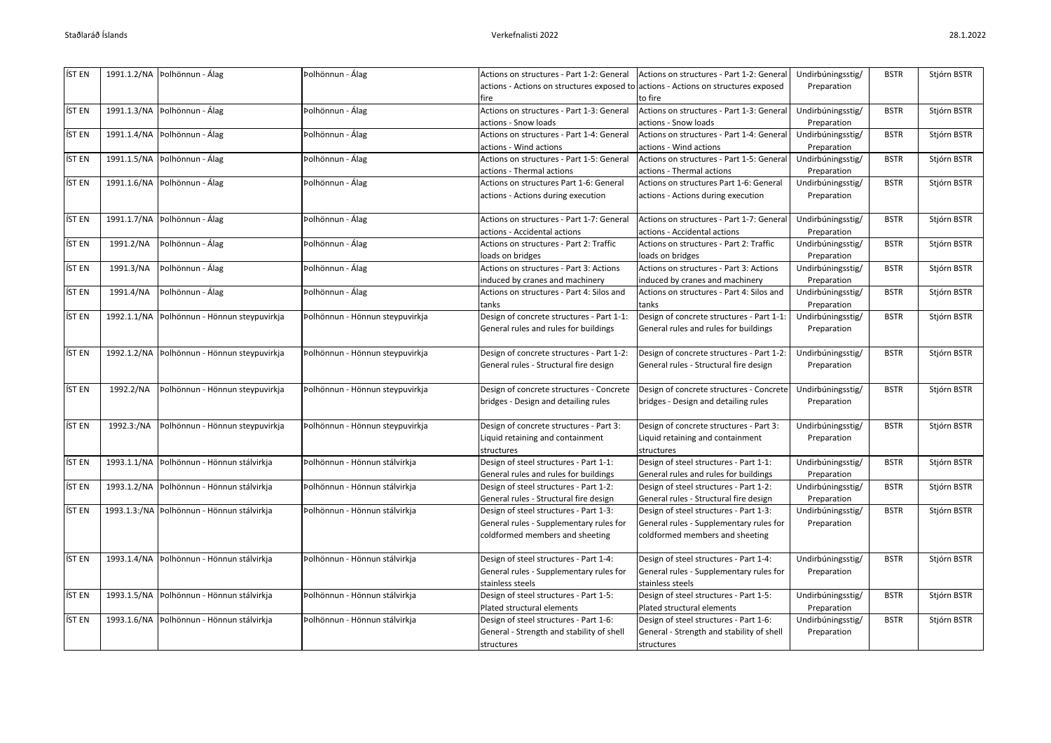| ÍST EN | 1991.1.2/NA | Þolhönnun - Álag | Þolhönnun - Álag | Actions on structures - Part 1-2: General actions - Actions on structures exposed to fire | Actions on structures - Part 1-2: General actions - Actions on structures exposed to fire | Undirbúningsstig/ Preparation | BSTR | Stjórn BSTR |
|---|---|---|---|---|---|---|---|---|
| ÍST EN | 1991.1.3/NA | Þolhönnun - Álag | Þolhönnun - Álag | Actions on structures - Part 1-3: General actions - Snow loads | Actions on structures - Part 1-3: General actions - Snow loads | Undirbúningsstig/ Preparation | BSTR | Stjórn BSTR |
| ÍST EN | 1991.1.4/NA | Þolhönnun - Álag | Þolhönnun - Álag | Actions on structures - Part 1-4: General actions - Wind actions | Actions on structures - Part 1-4: General actions - Wind actions | Undirbúningsstig/ Preparation | BSTR | Stjórn BSTR |
| ÍST EN | 1991.1.5/NA | Þolhönnun - Álag | Þolhönnun - Álag | Actions on structures - Part 1-5: General actions - Thermal actions | Actions on structures - Part 1-5: General actions - Thermal actions | Undirbúningsstig/ Preparation | BSTR | Stjórn BSTR |
| ÍST EN | 1991.1.6/NA | Þolhönnun - Álag | Þolhönnun - Álag | Actions on structures Part 1-6: General actions - Actions during execution | Actions on structures Part 1-6: General actions - Actions during execution | Undirbúningsstig/ Preparation | BSTR | Stjórn BSTR |
| ÍST EN | 1991.1.7/NA | Þolhönnun - Álag | Þolhönnun - Álag | Actions on structures - Part 1-7: General actions - Accidental actions | Actions on structures - Part 1-7: General actions - Accidental actions | Undirbúningsstig/ Preparation | BSTR | Stjórn BSTR |
| ÍST EN | 1991.2/NA | Þolhönnun - Álag | Þolhönnun - Álag | Actions on structures - Part 2: Traffic loads on bridges | Actions on structures - Part 2: Traffic loads on bridges | Undirbúningsstig/ Preparation | BSTR | Stjórn BSTR |
| ÍST EN | 1991.3/NA | Þolhönnun - Álag | Þolhönnun - Álag | Actions on structures - Part 3: Actions induced by cranes and machinery | Actions on structures - Part 3: Actions induced by cranes and machinery | Undirbúningsstig/ Preparation | BSTR | Stjórn BSTR |
| ÍST EN | 1991.4/NA | Þolhönnun - Álag | Þolhönnun - Álag | Actions on structures - Part 4: Silos and tanks | Actions on structures - Part 4: Silos and tanks | Undirbúningsstig/ Preparation | BSTR | Stjórn BSTR |
| ÍST EN | 1992.1.1/NA | Þolhönnun - Hönnun steypuvirkja | Þolhönnun - Hönnun steypuvirkja | Design of concrete structures - Part 1-1: General rules and rules for buildings | Design of concrete structures - Part 1-1: General rules and rules for buildings | Undirbúningsstig/ Preparation | BSTR | Stjórn BSTR |
| ÍST EN | 1992.1.2/NA | Þolhönnun - Hönnun steypuvirkja | Þolhönnun - Hönnun steypuvirkja | Design of concrete structures - Part 1-2: General rules - Structural fire design | Design of concrete structures - Part 1-2: General rules - Structural fire design | Undirbúningsstig/ Preparation | BSTR | Stjórn BSTR |
| ÍST EN | 1992.2/NA | Þolhönnun - Hönnun steypuvirkja | Þolhönnun - Hönnun steypuvirkja | Design of concrete structures - Concrete bridges - Design and detailing rules | Design of concrete structures - Concrete bridges - Design and detailing rules | Undirbúningsstig/ Preparation | BSTR | Stjórn BSTR |
| ÍST EN | 1992.3:/NA | Þolhönnun - Hönnun steypuvirkja | Þolhönnun - Hönnun steypuvirkja | Design of concrete structures - Part 3: Liquid retaining and containment structures | Design of concrete structures - Part 3: Liquid retaining and containment structures | Undirbúningsstig/ Preparation | BSTR | Stjórn BSTR |
| ÍST EN | 1993.1.1/NA | Þolhönnun - Hönnun stálvirkja | Þolhönnun - Hönnun stálvirkja | Design of steel structures - Part 1-1: General rules and rules for buildings | Design of steel structures - Part 1-1: General rules and rules for buildings | Undirbúningsstig/ Preparation | BSTR | Stjórn BSTR |
| ÍST EN | 1993.1.2/NA | Þolhönnun - Hönnun stálvirkja | Þolhönnun - Hönnun stálvirkja | Design of steel structures - Part 1-2: General rules - Structural fire design | Design of steel structures - Part 1-2: General rules - Structural fire design | Undirbúningsstig/ Preparation | BSTR | Stjórn BSTR |
| ÍST EN | 1993.1.3:/NA | Þolhönnun - Hönnun stálvirkja | Þolhönnun - Hönnun stálvirkja | Design of steel structures - Part 1-3: General rules - Supplementary rules for coldformed members and sheeting | Design of steel structures - Part 1-3: General rules - Supplementary rules for coldformed members and sheeting | Undirbúningsstig/ Preparation | BSTR | Stjórn BSTR |
| ÍST EN | 1993.1.4/NA | Þolhönnun - Hönnun stálvirkja | Þolhönnun - Hönnun stálvirkja | Design of steel structures - Part 1-4: General rules - Supplementary rules for stainless steels | Design of steel structures - Part 1-4: General rules - Supplementary rules for stainless steels | Undirbúningsstig/ Preparation | BSTR | Stjórn BSTR |
| ÍST EN | 1993.1.5/NA | Þolhönnun - Hönnun stálvirkja | Þolhönnun - Hönnun stálvirkja | Design of steel structures - Part 1-5: Plated structural elements | Design of steel structures - Part 1-5: Plated structural elements | Undirbúningsstig/ Preparation | BSTR | Stjórn BSTR |
| ÍST EN | 1993.1.6/NA | Þolhönnun - Hönnun stálvirkja | Þolhönnun - Hönnun stálvirkja | Design of steel structures - Part 1-6: General - Strength and stability of shell structures | Design of steel structures - Part 1-6: General - Strength and stability of shell structures | Undirbúningsstig/ Preparation | BSTR | Stjórn BSTR |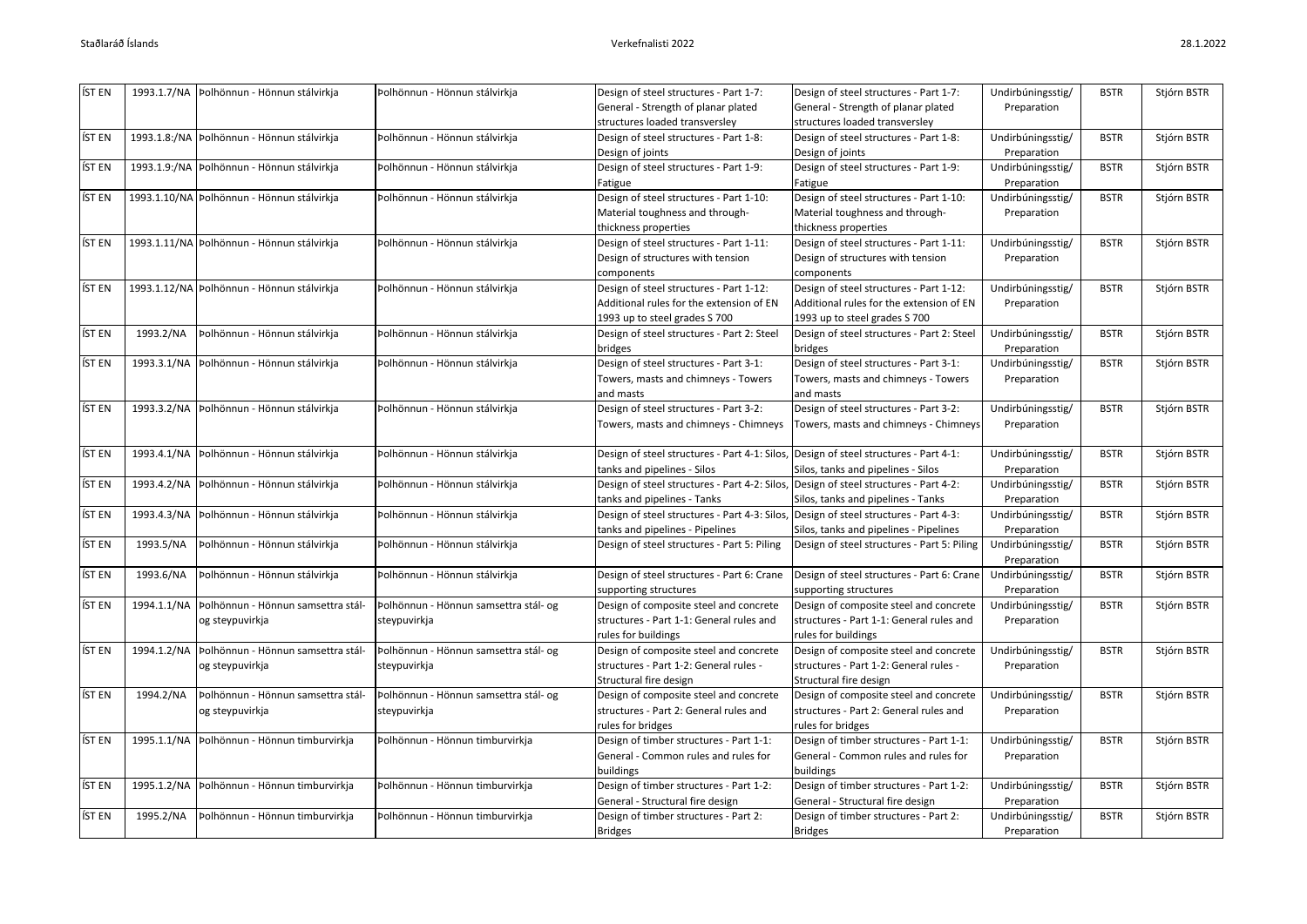| ÍST EN | 1993.1.7/NA | Þolhönnun - Hönnun stálvirkja | Þolhönnun - Hönnun stálvirkja | Design of steel structures - Part 1-7: General - Strength of planar plated structures loaded transversley | Design of steel structures - Part 1-7: General - Strength of planar plated structures loaded transversley | Undirbúningsstig/ Preparation | BSTR | Stjórn BSTR |
|---|---|---|---|---|---|---|---|---|
| ÍST EN | 1993.1.8:/NA | Þolhönnun - Hönnun stálvirkja | Þolhönnun - Hönnun stálvirkja | Design of steel structures - Part 1-8: Design of joints | Design of steel structures - Part 1-8: Design of joints | Undirbúningsstig/ Preparation | BSTR | Stjórn BSTR |
| ÍST EN | 1993.1.9:/NA | Þolhönnun - Hönnun stálvirkja | Þolhönnun - Hönnun stálvirkja | Design of steel structures - Part 1-9: Fatigue | Design of steel structures - Part 1-9: Fatigue | Undirbúningsstig/ Preparation | BSTR | Stjórn BSTR |
| ÍST EN | 1993.1.10/NA | Þolhönnun - Hönnun stálvirkja | Þolhönnun - Hönnun stálvirkja | Design of steel structures - Part 1-10: Material toughness and through-thickness properties | Design of steel structures - Part 1-10: Material toughness and through-thickness properties | Undirbúningsstig/ Preparation | BSTR | Stjórn BSTR |
| ÍST EN | 1993.1.11/NA | Þolhönnun - Hönnun stálvirkja | Þolhönnun - Hönnun stálvirkja | Design of steel structures - Part 1-11: Design of structures with tension components | Design of steel structures - Part 1-11: Design of structures with tension components | Undirbúningsstig/ Preparation | BSTR | Stjórn BSTR |
| ÍST EN | 1993.1.12/NA | Þolhönnun - Hönnun stálvirkja | Þolhönnun - Hönnun stálvirkja | Design of steel structures - Part 1-12: Additional rules for the extension of EN 1993 up to steel grades S 700 | Design of steel structures - Part 1-12: Additional rules for the extension of EN 1993 up to steel grades S 700 | Undirbúningsstig/ Preparation | BSTR | Stjórn BSTR |
| ÍST EN | 1993.2/NA | Þolhönnun - Hönnun stálvirkja | Þolhönnun - Hönnun stálvirkja | Design of steel structures - Part 2: Steel bridges | Design of steel structures - Part 2: Steel bridges | Undirbúningsstig/ Preparation | BSTR | Stjórn BSTR |
| ÍST EN | 1993.3.1/NA | Þolhönnun - Hönnun stálvirkja | Þolhönnun - Hönnun stálvirkja | Design of steel structures - Part 3-1: Towers, masts and chimneys - Towers and masts | Design of steel structures - Part 3-1: Towers, masts and chimneys - Towers and masts | Undirbúningsstig/ Preparation | BSTR | Stjórn BSTR |
| ÍST EN | 1993.3.2/NA | Þolhönnun - Hönnun stálvirkja | Þolhönnun - Hönnun stálvirkja | Design of steel structures - Part 3-2: Towers, masts and chimneys - Chimneys | Design of steel structures - Part 3-2: Towers, masts and chimneys - Chimneys | Undirbúningsstig/ Preparation | BSTR | Stjórn BSTR |
| ÍST EN | 1993.4.1/NA | Þolhönnun - Hönnun stálvirkja | Þolhönnun - Hönnun stálvirkja | Design of steel structures - Part 4-1: Silos, tanks and pipelines - Silos | Design of steel structures - Part 4-1: Silos, tanks and pipelines - Silos | Undirbúningsstig/ Preparation | BSTR | Stjórn BSTR |
| ÍST EN | 1993.4.2/NA | Þolhönnun - Hönnun stálvirkja | Þolhönnun - Hönnun stálvirkja | Design of steel structures - Part 4-2: Silos, tanks and pipelines - Tanks | Design of steel structures - Part 4-2: Silos, tanks and pipelines - Tanks | Undirbúningsstig/ Preparation | BSTR | Stjórn BSTR |
| ÍST EN | 1993.4.3/NA | Þolhönnun - Hönnun stálvirkja | Þolhönnun - Hönnun stálvirkja | Design of steel structures - Part 4-3: Silos, tanks and pipelines - Pipelines | Design of steel structures - Part 4-3: Silos, tanks and pipelines - Pipelines | Undirbúningsstig/ Preparation | BSTR | Stjórn BSTR |
| ÍST EN | 1993.5/NA | Þolhönnun - Hönnun stálvirkja | Þolhönnun - Hönnun stálvirkja | Design of steel structures - Part 5: Piling | Design of steel structures - Part 5: Piling | Undirbúningsstig/ Preparation | BSTR | Stjórn BSTR |
| ÍST EN | 1993.6/NA | Þolhönnun - Hönnun stálvirkja | Þolhönnun - Hönnun stálvirkja | Design of steel structures - Part 6: Crane supporting structures | Design of steel structures - Part 6: Crane supporting structures | Undirbúningsstig/ Preparation | BSTR | Stjórn BSTR |
| ÍST EN | 1994.1.1/NA | Þolhönnun - Hönnun samsettra stál- og steypuvirkja | Þolhönnun - Hönnun samsettra stál- og steypuvirkja | Design of composite steel and concrete structures - Part 1-1: General rules and rules for buildings | Design of composite steel and concrete structures - Part 1-1: General rules and rules for buildings | Undirbúningsstig/ Preparation | BSTR | Stjórn BSTR |
| ÍST EN | 1994.1.2/NA | Þolhönnun - Hönnun samsettra stál- og steypuvirkja | Þolhönnun - Hönnun samsettra stál- og steypuvirkja | Design of composite steel and concrete structures - Part 1-2: General rules - Structural fire design | Design of composite steel and concrete structures - Part 1-2: General rules - Structural fire design | Undirbúningsstig/ Preparation | BSTR | Stjórn BSTR |
| ÍST EN | 1994.2/NA | Þolhönnun - Hönnun samsettra stál- og steypuvirkja | Þolhönnun - Hönnun samsettra stál- og steypuvirkja | Design of composite steel and concrete structures - Part 2: General rules and rules for bridges | Design of composite steel and concrete structures - Part 2: General rules and rules for bridges | Undirbúningsstig/ Preparation | BSTR | Stjórn BSTR |
| ÍST EN | 1995.1.1/NA | Þolhönnun - Hönnun timburvirkja | Þolhönnun - Hönnun timburvirkja | Design of timber structures - Part 1-1: General - Common rules and rules for buildings | Design of timber structures - Part 1-1: General - Common rules and rules for buildings | Undirbúningsstig/ Preparation | BSTR | Stjórn BSTR |
| ÍST EN | 1995.1.2/NA | Þolhönnun - Hönnun timburvirkja | Þolhönnun - Hönnun timburvirkja | Design of timber structures - Part 1-2: General - Structural fire design | Design of timber structures - Part 1-2: General - Structural fire design | Undirbúningsstig/ Preparation | BSTR | Stjórn BSTR |
| ÍST EN | 1995.2/NA | Þolhönnun - Hönnun timburvirkja | Þolhönnun - Hönnun timburvirkja | Design of timber structures - Part 2: Bridges | Design of timber structures - Part 2: Bridges | Undirbúningsstig/ Preparation | BSTR | Stjórn BSTR |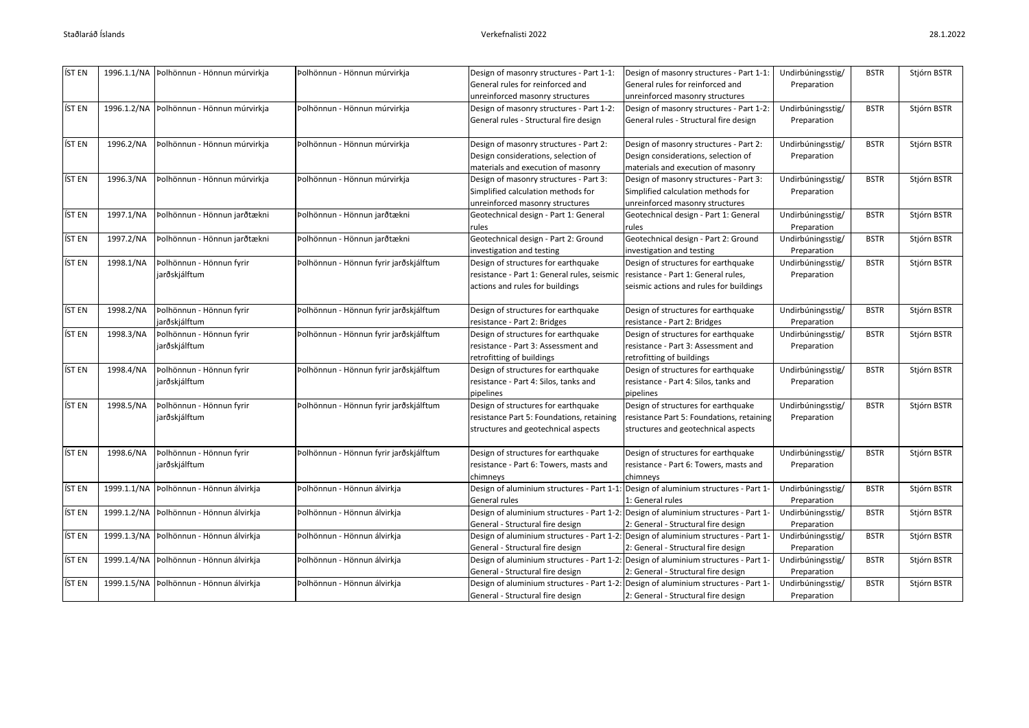| | | | | | | | | |
|---|---|---|---|---|---|---|---|---|
| ÍST EN | 1996.1.1/NA | Þolhönnun - Hönnun múrvirkja | Þolhönnun - Hönnun múrvirkja | Design of masonry structures - Part 1-1: General rules for reinforced and unreinforced masonry structures | Design of masonry structures - Part 1-1: General rules for reinforced and unreinforced masonry structures | Undirbúningsstig/ Preparation | BSTR | Stjórn BSTR |
| ÍST EN | 1996.1.2/NA | Þolhönnun - Hönnun múrvirkja | Þolhönnun - Hönnun múrvirkja | Design of masonry structures - Part 1-2: General rules - Structural fire design | Design of masonry structures - Part 1-2: General rules - Structural fire design | Undirbúningsstig/ Preparation | BSTR | Stjórn BSTR |
| ÍST EN | 1996.2/NA | Þolhönnun - Hönnun múrvirkja | Þolhönnun - Hönnun múrvirkja | Design of masonry structures - Part 2: Design considerations, selection of materials and execution of masonry | Design of masonry structures - Part 2: Design considerations, selection of materials and execution of masonry | Undirbúningsstig/ Preparation | BSTR | Stjórn BSTR |
| ÍST EN | 1996.3/NA | Þolhönnun - Hönnun múrvirkja | Þolhönnun - Hönnun múrvirkja | Design of masonry structures - Part 3: Simplified calculation methods for unreinforced masonry structures | Design of masonry structures - Part 3: Simplified calculation methods for unreinforced masonry structures | Undirbúningsstig/ Preparation | BSTR | Stjórn BSTR |
| ÍST EN | 1997.1/NA | Þolhönnun - Hönnun jarðtækni | Þolhönnun - Hönnun jarðtækni | Geotechnical design - Part 1: General rules | Geotechnical design - Part 1: General rules | Undirbúningsstig/ Preparation | BSTR | Stjórn BSTR |
| ÍST EN | 1997.2/NA | Þolhönnun - Hönnun jarðtækni | Þolhönnun - Hönnun jarðtækni | Geotechnical design - Part 2: Ground investigation and testing | Geotechnical design - Part 2: Ground investigation and testing | Undirbúningsstig/ Preparation | BSTR | Stjórn BSTR |
| ÍST EN | 1998.1/NA | Þolhönnun - Hönnun fyrir jarðskjálftum | Þolhönnun - Hönnun fyrir jarðskjálftum | Design of structures for earthquake resistance - Part 1: General rules, seismic actions and rules for buildings | Design of structures for earthquake resistance - Part 1: General rules, seismic actions and rules for buildings | Undirbúningsstig/ Preparation | BSTR | Stjórn BSTR |
| ÍST EN | 1998.2/NA | Þolhönnun - Hönnun fyrir jarðskjálftum | Þolhönnun - Hönnun fyrir jarðskjálftum | Design of structures for earthquake resistance - Part 2: Bridges | Design of structures for earthquake resistance - Part 2: Bridges | Undirbúningsstig/ Preparation | BSTR | Stjórn BSTR |
| ÍST EN | 1998.3/NA | Þolhönnun - Hönnun fyrir jarðskjálftum | Þolhönnun - Hönnun fyrir jarðskjálftum | Design of structures for earthquake resistance - Part 3: Assessment and retrofitting of buildings | Design of structures for earthquake resistance - Part 3: Assessment and retrofitting of buildings | Undirbúningsstig/ Preparation | BSTR | Stjórn BSTR |
| ÍST EN | 1998.4/NA | Þolhönnun - Hönnun fyrir jarðskjálftum | Þolhönnun - Hönnun fyrir jarðskjálftum | Design of structures for earthquake resistance - Part 4: Silos, tanks and pipelines | Design of structures for earthquake resistance - Part 4: Silos, tanks and pipelines | Undirbúningsstig/ Preparation | BSTR | Stjórn BSTR |
| ÍST EN | 1998.5/NA | Þolhönnun - Hönnun fyrir jarðskjálftum | Þolhönnun - Hönnun fyrir jarðskjálftum | Design of structures for earthquake resistance Part 5: Foundations, retaining structures and geotechnical aspects | Design of structures for earthquake resistance Part 5: Foundations, retaining structures and geotechnical aspects | Undirbúningsstig/ Preparation | BSTR | Stjórn BSTR |
| ÍST EN | 1998.6/NA | Þolhönnun - Hönnun fyrir jarðskjálftum | Þolhönnun - Hönnun fyrir jarðskjálftum | Design of structures for earthquake resistance - Part 6: Towers, masts and chimneys | Design of structures for earthquake resistance - Part 6: Towers, masts and chimneys | Undirbúningsstig/ Preparation | BSTR | Stjórn BSTR |
| ÍST EN | 1999.1.1/NA | Þolhönnun - Hönnun álvirkja | Þolhönnun - Hönnun álvirkja | Design of aluminium structures - Part 1-1: General rules | Design of aluminium structures - Part 1-1: General rules | Undirbúningsstig/ Preparation | BSTR | Stjórn BSTR |
| ÍST EN | 1999.1.2/NA | Þolhönnun - Hönnun álvirkja | Þolhönnun - Hönnun álvirkja | Design of aluminium structures - Part 1-2: General - Structural fire design | Design of aluminium structures - Part 1-2: General - Structural fire design | Undirbúningsstig/ Preparation | BSTR | Stjórn BSTR |
| ÍST EN | 1999.1.3/NA | Þolhönnun - Hönnun álvirkja | Þolhönnun - Hönnun álvirkja | Design of aluminium structures - Part 1-2: General - Structural fire design | Design of aluminium structures - Part 1-2: General - Structural fire design | Undirbúningsstig/ Preparation | BSTR | Stjórn BSTR |
| ÍST EN | 1999.1.4/NA | Þolhönnun - Hönnun álvirkja | Þolhönnun - Hönnun álvirkja | Design of aluminium structures - Part 1-2: General - Structural fire design | Design of aluminium structures - Part 1-2: General - Structural fire design | Undirbúningsstig/ Preparation | BSTR | Stjórn BSTR |
| ÍST EN | 1999.1.5/NA | Þolhönnun - Hönnun álvirkja | Þolhönnun - Hönnun álvirkja | Design of aluminium structures - Part 1-2: General - Structural fire design | Design of aluminium structures - Part 1-2: General - Structural fire design | Undirbúningsstig/ Preparation | BSTR | Stjórn BSTR |